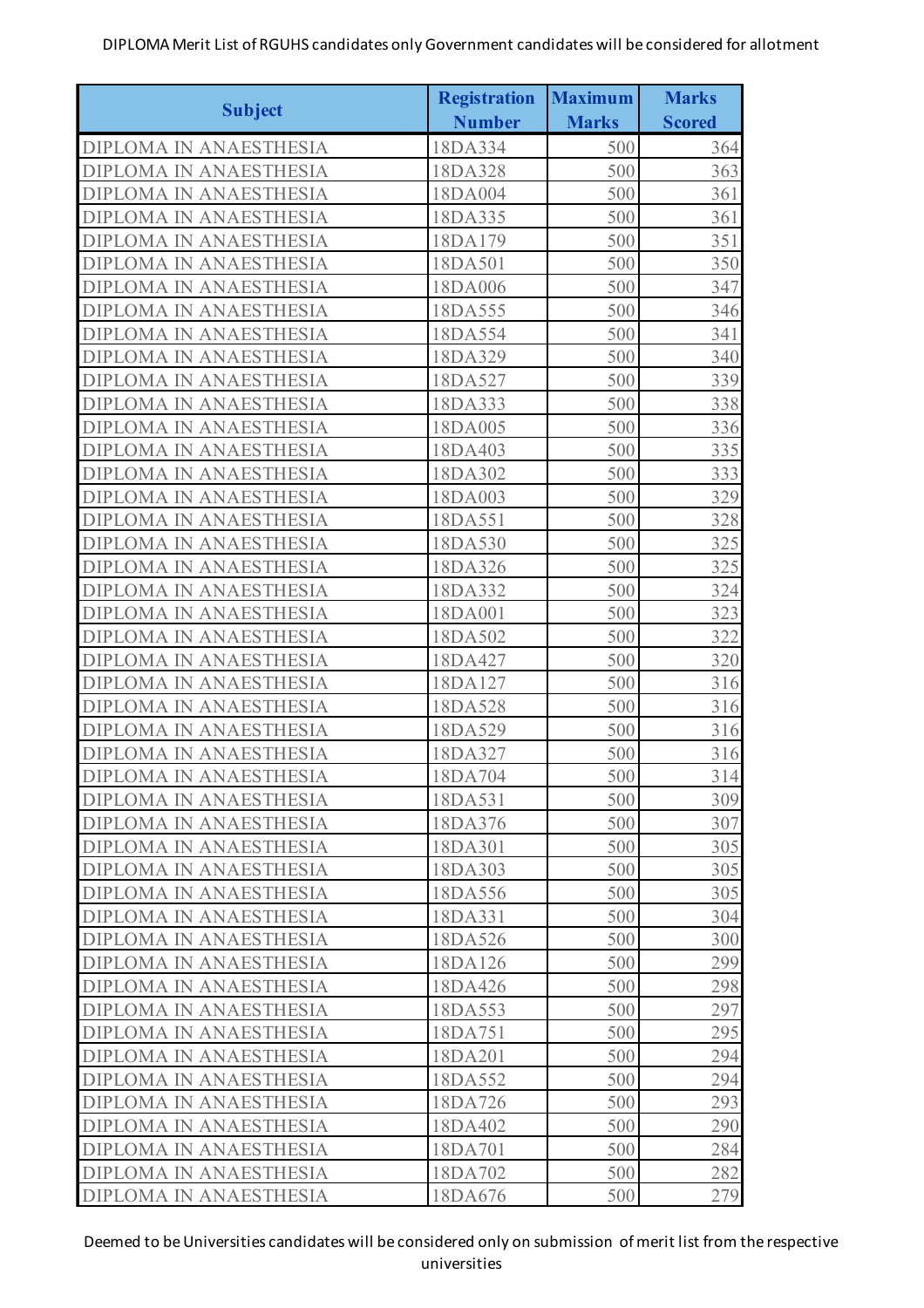DIPLOMA Merit List of RGUHS candidates only Government candidates will be considered for allotment

| Subject | Registration Number | Maximum Marks | Marks Scored |
|---|---|---|---|
| DIPLOMA IN ANAESTHESIA | 18DA334 | 500 | 364 |
| DIPLOMA IN ANAESTHESIA | 18DA328 | 500 | 363 |
| DIPLOMA IN ANAESTHESIA | 18DA004 | 500 | 361 |
| DIPLOMA IN ANAESTHESIA | 18DA335 | 500 | 361 |
| DIPLOMA IN ANAESTHESIA | 18DA179 | 500 | 351 |
| DIPLOMA IN ANAESTHESIA | 18DA501 | 500 | 350 |
| DIPLOMA IN ANAESTHESIA | 18DA006 | 500 | 347 |
| DIPLOMA IN ANAESTHESIA | 18DA555 | 500 | 346 |
| DIPLOMA IN ANAESTHESIA | 18DA554 | 500 | 341 |
| DIPLOMA IN ANAESTHESIA | 18DA329 | 500 | 340 |
| DIPLOMA IN ANAESTHESIA | 18DA527 | 500 | 339 |
| DIPLOMA IN ANAESTHESIA | 18DA333 | 500 | 338 |
| DIPLOMA IN ANAESTHESIA | 18DA005 | 500 | 336 |
| DIPLOMA IN ANAESTHESIA | 18DA403 | 500 | 335 |
| DIPLOMA IN ANAESTHESIA | 18DA302 | 500 | 333 |
| DIPLOMA IN ANAESTHESIA | 18DA003 | 500 | 329 |
| DIPLOMA IN ANAESTHESIA | 18DA551 | 500 | 328 |
| DIPLOMA IN ANAESTHESIA | 18DA530 | 500 | 325 |
| DIPLOMA IN ANAESTHESIA | 18DA326 | 500 | 325 |
| DIPLOMA IN ANAESTHESIA | 18DA332 | 500 | 324 |
| DIPLOMA IN ANAESTHESIA | 18DA001 | 500 | 323 |
| DIPLOMA IN ANAESTHESIA | 18DA502 | 500 | 322 |
| DIPLOMA IN ANAESTHESIA | 18DA427 | 500 | 320 |
| DIPLOMA IN ANAESTHESIA | 18DA127 | 500 | 316 |
| DIPLOMA IN ANAESTHESIA | 18DA528 | 500 | 316 |
| DIPLOMA IN ANAESTHESIA | 18DA529 | 500 | 316 |
| DIPLOMA IN ANAESTHESIA | 18DA327 | 500 | 316 |
| DIPLOMA IN ANAESTHESIA | 18DA704 | 500 | 314 |
| DIPLOMA IN ANAESTHESIA | 18DA531 | 500 | 309 |
| DIPLOMA IN ANAESTHESIA | 18DA376 | 500 | 307 |
| DIPLOMA IN ANAESTHESIA | 18DA301 | 500 | 305 |
| DIPLOMA IN ANAESTHESIA | 18DA303 | 500 | 305 |
| DIPLOMA IN ANAESTHESIA | 18DA556 | 500 | 305 |
| DIPLOMA IN ANAESTHESIA | 18DA331 | 500 | 304 |
| DIPLOMA IN ANAESTHESIA | 18DA526 | 500 | 300 |
| DIPLOMA IN ANAESTHESIA | 18DA126 | 500 | 299 |
| DIPLOMA IN ANAESTHESIA | 18DA426 | 500 | 298 |
| DIPLOMA IN ANAESTHESIA | 18DA553 | 500 | 297 |
| DIPLOMA IN ANAESTHESIA | 18DA751 | 500 | 295 |
| DIPLOMA IN ANAESTHESIA | 18DA201 | 500 | 294 |
| DIPLOMA IN ANAESTHESIA | 18DA552 | 500 | 294 |
| DIPLOMA IN ANAESTHESIA | 18DA726 | 500 | 293 |
| DIPLOMA IN ANAESTHESIA | 18DA402 | 500 | 290 |
| DIPLOMA IN ANAESTHESIA | 18DA701 | 500 | 284 |
| DIPLOMA IN ANAESTHESIA | 18DA702 | 500 | 282 |
| DIPLOMA IN ANAESTHESIA | 18DA676 | 500 | 279 |

Deemed to be Universities candidates will be considered only on submission of merit list from the respective universities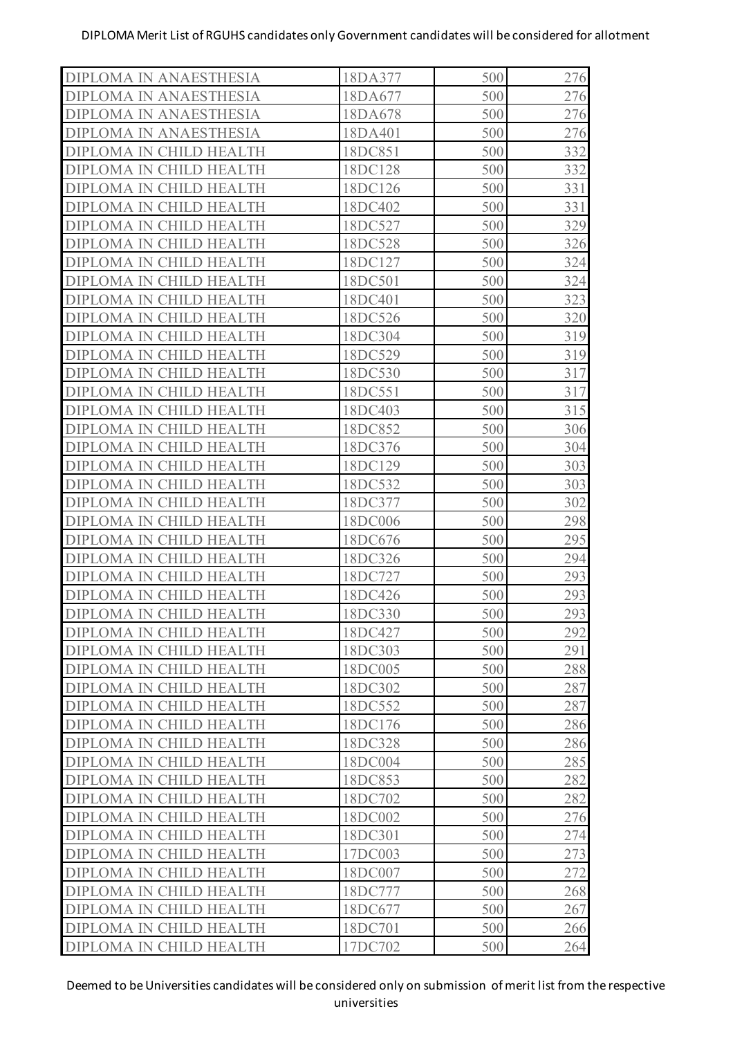DIPLOMA Merit List of RGUHS candidates only Government candidates will be considered for allotment

| | | | |
|---|---|---|---|
| DIPLOMA IN ANAESTHESIA | 18DA377 | 500 | 276 |
| DIPLOMA IN ANAESTHESIA | 18DA677 | 500 | 276 |
| DIPLOMA IN ANAESTHESIA | 18DA678 | 500 | 276 |
| DIPLOMA IN ANAESTHESIA | 18DA401 | 500 | 276 |
| DIPLOMA IN CHILD HEALTH | 18DC851 | 500 | 332 |
| DIPLOMA IN CHILD HEALTH | 18DC128 | 500 | 332 |
| DIPLOMA IN CHILD HEALTH | 18DC126 | 500 | 331 |
| DIPLOMA IN CHILD HEALTH | 18DC402 | 500 | 331 |
| DIPLOMA IN CHILD HEALTH | 18DC527 | 500 | 329 |
| DIPLOMA IN CHILD HEALTH | 18DC528 | 500 | 326 |
| DIPLOMA IN CHILD HEALTH | 18DC127 | 500 | 324 |
| DIPLOMA IN CHILD HEALTH | 18DC501 | 500 | 324 |
| DIPLOMA IN CHILD HEALTH | 18DC401 | 500 | 323 |
| DIPLOMA IN CHILD HEALTH | 18DC526 | 500 | 320 |
| DIPLOMA IN CHILD HEALTH | 18DC304 | 500 | 319 |
| DIPLOMA IN CHILD HEALTH | 18DC529 | 500 | 319 |
| DIPLOMA IN CHILD HEALTH | 18DC530 | 500 | 317 |
| DIPLOMA IN CHILD HEALTH | 18DC551 | 500 | 317 |
| DIPLOMA IN CHILD HEALTH | 18DC403 | 500 | 315 |
| DIPLOMA IN CHILD HEALTH | 18DC852 | 500 | 306 |
| DIPLOMA IN CHILD HEALTH | 18DC376 | 500 | 304 |
| DIPLOMA IN CHILD HEALTH | 18DC129 | 500 | 303 |
| DIPLOMA IN CHILD HEALTH | 18DC532 | 500 | 303 |
| DIPLOMA IN CHILD HEALTH | 18DC377 | 500 | 302 |
| DIPLOMA IN CHILD HEALTH | 18DC006 | 500 | 298 |
| DIPLOMA IN CHILD HEALTH | 18DC676 | 500 | 295 |
| DIPLOMA IN CHILD HEALTH | 18DC326 | 500 | 294 |
| DIPLOMA IN CHILD HEALTH | 18DC727 | 500 | 293 |
| DIPLOMA IN CHILD HEALTH | 18DC426 | 500 | 293 |
| DIPLOMA IN CHILD HEALTH | 18DC330 | 500 | 293 |
| DIPLOMA IN CHILD HEALTH | 18DC427 | 500 | 292 |
| DIPLOMA IN CHILD HEALTH | 18DC303 | 500 | 291 |
| DIPLOMA IN CHILD HEALTH | 18DC005 | 500 | 288 |
| DIPLOMA IN CHILD HEALTH | 18DC302 | 500 | 287 |
| DIPLOMA IN CHILD HEALTH | 18DC552 | 500 | 287 |
| DIPLOMA IN CHILD HEALTH | 18DC176 | 500 | 286 |
| DIPLOMA IN CHILD HEALTH | 18DC328 | 500 | 286 |
| DIPLOMA IN CHILD HEALTH | 18DC004 | 500 | 285 |
| DIPLOMA IN CHILD HEALTH | 18DC853 | 500 | 282 |
| DIPLOMA IN CHILD HEALTH | 18DC702 | 500 | 282 |
| DIPLOMA IN CHILD HEALTH | 18DC002 | 500 | 276 |
| DIPLOMA IN CHILD HEALTH | 18DC301 | 500 | 274 |
| DIPLOMA IN CHILD HEALTH | 17DC003 | 500 | 273 |
| DIPLOMA IN CHILD HEALTH | 18DC007 | 500 | 272 |
| DIPLOMA IN CHILD HEALTH | 18DC777 | 500 | 268 |
| DIPLOMA IN CHILD HEALTH | 18DC677 | 500 | 267 |
| DIPLOMA IN CHILD HEALTH | 18DC701 | 500 | 266 |
| DIPLOMA IN CHILD HEALTH | 17DC702 | 500 | 264 |

Deemed to be Universities candidates will be considered only on submission of merit list from the respective universities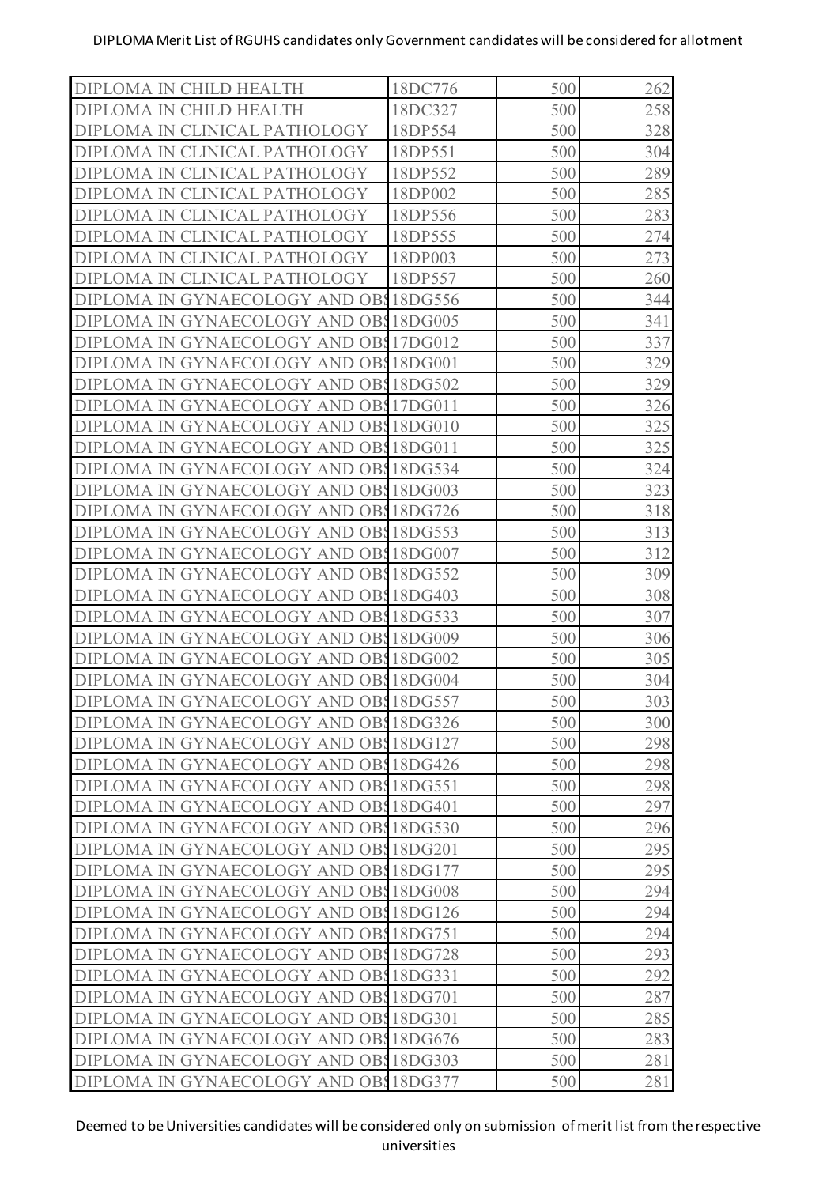DIPLOMA Merit List of RGUHS candidates only Government candidates will be considered for allotment

| | | | |
|---|---|---|---|
| DIPLOMA IN CHILD HEALTH | 18DC776 | 500 | 262 |
| DIPLOMA IN CHILD HEALTH | 18DC327 | 500 | 258 |
| DIPLOMA IN CLINICAL PATHOLOGY | 18DP554 | 500 | 328 |
| DIPLOMA IN CLINICAL PATHOLOGY | 18DP551 | 500 | 304 |
| DIPLOMA IN CLINICAL PATHOLOGY | 18DP552 | 500 | 289 |
| DIPLOMA IN CLINICAL PATHOLOGY | 18DP002 | 500 | 285 |
| DIPLOMA IN CLINICAL PATHOLOGY | 18DP556 | 500 | 283 |
| DIPLOMA IN CLINICAL PATHOLOGY | 18DP555 | 500 | 274 |
| DIPLOMA IN CLINICAL PATHOLOGY | 18DP003 | 500 | 273 |
| DIPLOMA IN CLINICAL PATHOLOGY | 18DP557 | 500 | 260 |
| DIPLOMA IN GYNAECOLOGY AND OBS | 18DG556 | 500 | 344 |
| DIPLOMA IN GYNAECOLOGY AND OBS | 18DG005 | 500 | 341 |
| DIPLOMA IN GYNAECOLOGY AND OBS | 17DG012 | 500 | 337 |
| DIPLOMA IN GYNAECOLOGY AND OBS | 18DG001 | 500 | 329 |
| DIPLOMA IN GYNAECOLOGY AND OBS | 18DG502 | 500 | 329 |
| DIPLOMA IN GYNAECOLOGY AND OBS | 17DG011 | 500 | 326 |
| DIPLOMA IN GYNAECOLOGY AND OBS | 18DG010 | 500 | 325 |
| DIPLOMA IN GYNAECOLOGY AND OBS | 18DG011 | 500 | 325 |
| DIPLOMA IN GYNAECOLOGY AND OBS | 18DG534 | 500 | 324 |
| DIPLOMA IN GYNAECOLOGY AND OBS | 18DG003 | 500 | 323 |
| DIPLOMA IN GYNAECOLOGY AND OBS | 18DG726 | 500 | 318 |
| DIPLOMA IN GYNAECOLOGY AND OBS | 18DG553 | 500 | 313 |
| DIPLOMA IN GYNAECOLOGY AND OBS | 18DG007 | 500 | 312 |
| DIPLOMA IN GYNAECOLOGY AND OBS | 18DG552 | 500 | 309 |
| DIPLOMA IN GYNAECOLOGY AND OBS | 18DG403 | 500 | 308 |
| DIPLOMA IN GYNAECOLOGY AND OBS | 18DG533 | 500 | 307 |
| DIPLOMA IN GYNAECOLOGY AND OBS | 18DG009 | 500 | 306 |
| DIPLOMA IN GYNAECOLOGY AND OBS | 18DG002 | 500 | 305 |
| DIPLOMA IN GYNAECOLOGY AND OBS | 18DG004 | 500 | 304 |
| DIPLOMA IN GYNAECOLOGY AND OBS | 18DG557 | 500 | 303 |
| DIPLOMA IN GYNAECOLOGY AND OBS | 18DG326 | 500 | 300 |
| DIPLOMA IN GYNAECOLOGY AND OBS | 18DG127 | 500 | 298 |
| DIPLOMA IN GYNAECOLOGY AND OBS | 18DG426 | 500 | 298 |
| DIPLOMA IN GYNAECOLOGY AND OBS | 18DG551 | 500 | 298 |
| DIPLOMA IN GYNAECOLOGY AND OBS | 18DG401 | 500 | 297 |
| DIPLOMA IN GYNAECOLOGY AND OBS | 18DG530 | 500 | 296 |
| DIPLOMA IN GYNAECOLOGY AND OBS | 18DG201 | 500 | 295 |
| DIPLOMA IN GYNAECOLOGY AND OBS | 18DG177 | 500 | 295 |
| DIPLOMA IN GYNAECOLOGY AND OBS | 18DG008 | 500 | 294 |
| DIPLOMA IN GYNAECOLOGY AND OBS | 18DG126 | 500 | 294 |
| DIPLOMA IN GYNAECOLOGY AND OBS | 18DG751 | 500 | 294 |
| DIPLOMA IN GYNAECOLOGY AND OBS | 18DG728 | 500 | 293 |
| DIPLOMA IN GYNAECOLOGY AND OBS | 18DG331 | 500 | 292 |
| DIPLOMA IN GYNAECOLOGY AND OBS | 18DG701 | 500 | 287 |
| DIPLOMA IN GYNAECOLOGY AND OBS | 18DG301 | 500 | 285 |
| DIPLOMA IN GYNAECOLOGY AND OBS | 18DG676 | 500 | 283 |
| DIPLOMA IN GYNAECOLOGY AND OBS | 18DG303 | 500 | 281 |
| DIPLOMA IN GYNAECOLOGY AND OBS | 18DG377 | 500 | 281 |

Deemed to be Universities candidates will be considered only on submission of merit list from the respective universities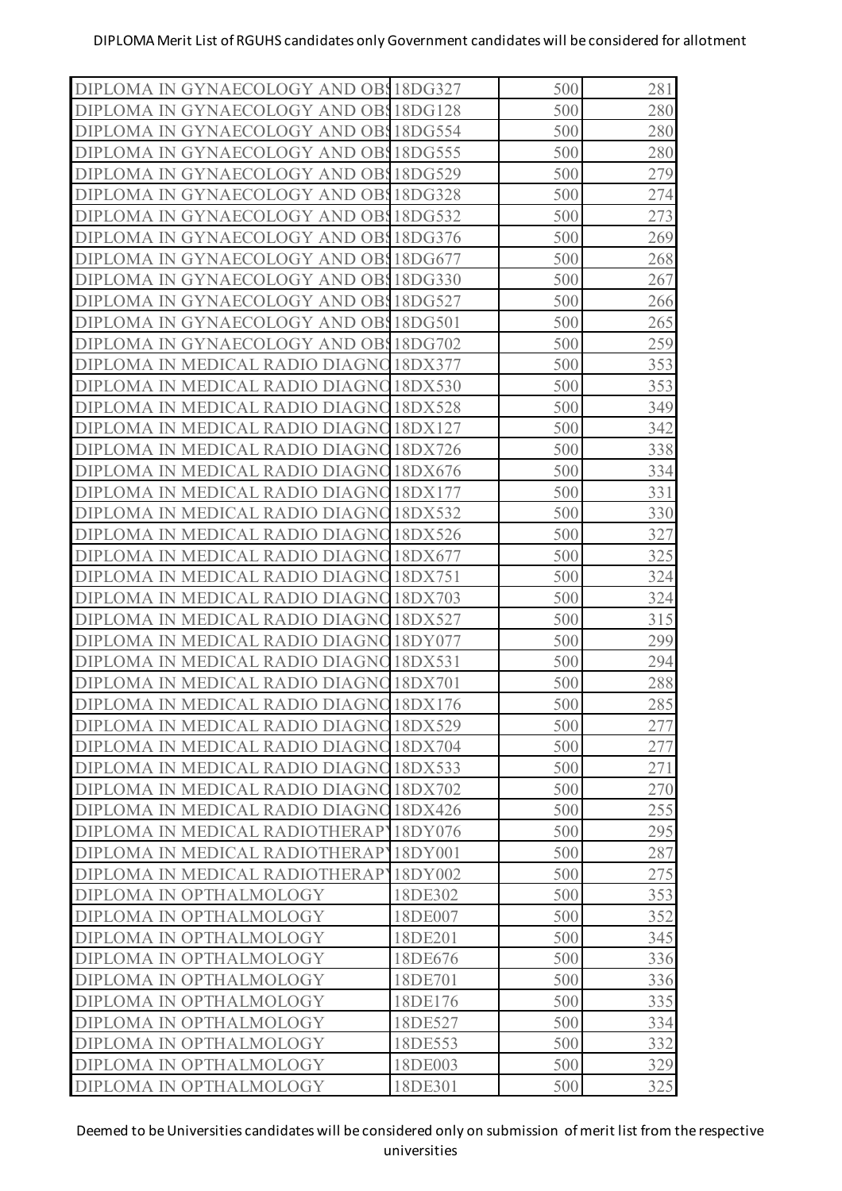DIPLOMA Merit List of RGUHS candidates only Government candidates will be considered for allotment

| | | | |
|---|---|---|---|
| DIPLOMA IN GYNAECOLOGY AND OBS | 18DG327 | 500 | 281 |
| DIPLOMA IN GYNAECOLOGY AND OBS | 18DG128 | 500 | 280 |
| DIPLOMA IN GYNAECOLOGY AND OBS | 18DG554 | 500 | 280 |
| DIPLOMA IN GYNAECOLOGY AND OBS | 18DG555 | 500 | 280 |
| DIPLOMA IN GYNAECOLOGY AND OBS | 18DG529 | 500 | 279 |
| DIPLOMA IN GYNAECOLOGY AND OBS | 18DG328 | 500 | 274 |
| DIPLOMA IN GYNAECOLOGY AND OBS | 18DG532 | 500 | 273 |
| DIPLOMA IN GYNAECOLOGY AND OBS | 18DG376 | 500 | 269 |
| DIPLOMA IN GYNAECOLOGY AND OBS | 18DG677 | 500 | 268 |
| DIPLOMA IN GYNAECOLOGY AND OBS | 18DG330 | 500 | 267 |
| DIPLOMA IN GYNAECOLOGY AND OBS | 18DG527 | 500 | 266 |
| DIPLOMA IN GYNAECOLOGY AND OBS | 18DG501 | 500 | 265 |
| DIPLOMA IN GYNAECOLOGY AND OBS | 18DG702 | 500 | 259 |
| DIPLOMA IN MEDICAL RADIO DIAGNO | 18DX377 | 500 | 353 |
| DIPLOMA IN MEDICAL RADIO DIAGNO | 18DX530 | 500 | 353 |
| DIPLOMA IN MEDICAL RADIO DIAGNO | 18DX528 | 500 | 349 |
| DIPLOMA IN MEDICAL RADIO DIAGNO | 18DX127 | 500 | 342 |
| DIPLOMA IN MEDICAL RADIO DIAGNO | 18DX726 | 500 | 338 |
| DIPLOMA IN MEDICAL RADIO DIAGNO | 18DX676 | 500 | 334 |
| DIPLOMA IN MEDICAL RADIO DIAGNO | 18DX177 | 500 | 331 |
| DIPLOMA IN MEDICAL RADIO DIAGNO | 18DX532 | 500 | 330 |
| DIPLOMA IN MEDICAL RADIO DIAGNO | 18DX526 | 500 | 327 |
| DIPLOMA IN MEDICAL RADIO DIAGNO | 18DX677 | 500 | 325 |
| DIPLOMA IN MEDICAL RADIO DIAGNO | 18DX751 | 500 | 324 |
| DIPLOMA IN MEDICAL RADIO DIAGNO | 18DX703 | 500 | 324 |
| DIPLOMA IN MEDICAL RADIO DIAGNO | 18DX527 | 500 | 315 |
| DIPLOMA IN MEDICAL RADIO DIAGNO | 18DY077 | 500 | 299 |
| DIPLOMA IN MEDICAL RADIO DIAGNO | 18DX531 | 500 | 294 |
| DIPLOMA IN MEDICAL RADIO DIAGNO | 18DX701 | 500 | 288 |
| DIPLOMA IN MEDICAL RADIO DIAGNO | 18DX176 | 500 | 285 |
| DIPLOMA IN MEDICAL RADIO DIAGNO | 18DX529 | 500 | 277 |
| DIPLOMA IN MEDICAL RADIO DIAGNO | 18DX704 | 500 | 277 |
| DIPLOMA IN MEDICAL RADIO DIAGNO | 18DX533 | 500 | 271 |
| DIPLOMA IN MEDICAL RADIO DIAGNO | 18DX702 | 500 | 270 |
| DIPLOMA IN MEDICAL RADIO DIAGNO | 18DX426 | 500 | 255 |
| DIPLOMA IN MEDICAL RADIOTHERAPY | 18DY076 | 500 | 295 |
| DIPLOMA IN MEDICAL RADIOTHERAPY | 18DY001 | 500 | 287 |
| DIPLOMA IN MEDICAL RADIOTHERAPY | 18DY002 | 500 | 275 |
| DIPLOMA IN OPTHALMOLOGY | 18DE302 | 500 | 353 |
| DIPLOMA IN OPTHALMOLOGY | 18DE007 | 500 | 352 |
| DIPLOMA IN OPTHALMOLOGY | 18DE201 | 500 | 345 |
| DIPLOMA IN OPTHALMOLOGY | 18DE676 | 500 | 336 |
| DIPLOMA IN OPTHALMOLOGY | 18DE701 | 500 | 336 |
| DIPLOMA IN OPTHALMOLOGY | 18DE176 | 500 | 335 |
| DIPLOMA IN OPTHALMOLOGY | 18DE527 | 500 | 334 |
| DIPLOMA IN OPTHALMOLOGY | 18DE553 | 500 | 332 |
| DIPLOMA IN OPTHALMOLOGY | 18DE003 | 500 | 329 |
| DIPLOMA IN OPTHALMOLOGY | 18DE301 | 500 | 325 |

Deemed to be Universities candidates will be considered only on submission of merit list from the respective universities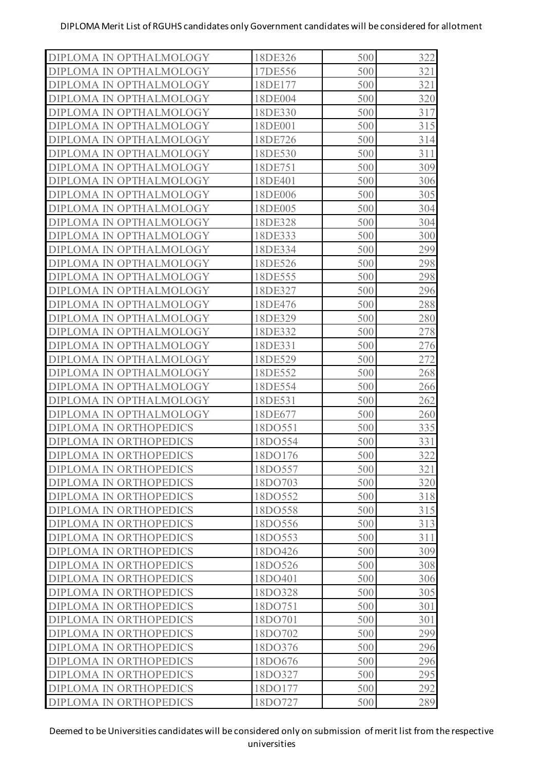DIPLOMA Merit List of RGUHS candidates only Government candidates will be considered for allotment

| | | | |
|---|---|---|---|
| DIPLOMA IN OPTHALMOLOGY | 18DE326 | 500 | 322 |
| DIPLOMA IN OPTHALMOLOGY | 17DE556 | 500 | 321 |
| DIPLOMA IN OPTHALMOLOGY | 18DE177 | 500 | 321 |
| DIPLOMA IN OPTHALMOLOGY | 18DE004 | 500 | 320 |
| DIPLOMA IN OPTHALMOLOGY | 18DE330 | 500 | 317 |
| DIPLOMA IN OPTHALMOLOGY | 18DE001 | 500 | 315 |
| DIPLOMA IN OPTHALMOLOGY | 18DE726 | 500 | 314 |
| DIPLOMA IN OPTHALMOLOGY | 18DE530 | 500 | 311 |
| DIPLOMA IN OPTHALMOLOGY | 18DE751 | 500 | 309 |
| DIPLOMA IN OPTHALMOLOGY | 18DE401 | 500 | 306 |
| DIPLOMA IN OPTHALMOLOGY | 18DE006 | 500 | 305 |
| DIPLOMA IN OPTHALMOLOGY | 18DE005 | 500 | 304 |
| DIPLOMA IN OPTHALMOLOGY | 18DE328 | 500 | 304 |
| DIPLOMA IN OPTHALMOLOGY | 18DE333 | 500 | 300 |
| DIPLOMA IN OPTHALMOLOGY | 18DE334 | 500 | 299 |
| DIPLOMA IN OPTHALMOLOGY | 18DE526 | 500 | 298 |
| DIPLOMA IN OPTHALMOLOGY | 18DE555 | 500 | 298 |
| DIPLOMA IN OPTHALMOLOGY | 18DE327 | 500 | 296 |
| DIPLOMA IN OPTHALMOLOGY | 18DE476 | 500 | 288 |
| DIPLOMA IN OPTHALMOLOGY | 18DE329 | 500 | 280 |
| DIPLOMA IN OPTHALMOLOGY | 18DE332 | 500 | 278 |
| DIPLOMA IN OPTHALMOLOGY | 18DE331 | 500 | 276 |
| DIPLOMA IN OPTHALMOLOGY | 18DE529 | 500 | 272 |
| DIPLOMA IN OPTHALMOLOGY | 18DE552 | 500 | 268 |
| DIPLOMA IN OPTHALMOLOGY | 18DE554 | 500 | 266 |
| DIPLOMA IN OPTHALMOLOGY | 18DE531 | 500 | 262 |
| DIPLOMA IN OPTHALMOLOGY | 18DE677 | 500 | 260 |
| DIPLOMA IN ORTHOPEDICS | 18DO551 | 500 | 335 |
| DIPLOMA IN ORTHOPEDICS | 18DO554 | 500 | 331 |
| DIPLOMA IN ORTHOPEDICS | 18DO176 | 500 | 322 |
| DIPLOMA IN ORTHOPEDICS | 18DO557 | 500 | 321 |
| DIPLOMA IN ORTHOPEDICS | 18DO703 | 500 | 320 |
| DIPLOMA IN ORTHOPEDICS | 18DO552 | 500 | 318 |
| DIPLOMA IN ORTHOPEDICS | 18DO558 | 500 | 315 |
| DIPLOMA IN ORTHOPEDICS | 18DO556 | 500 | 313 |
| DIPLOMA IN ORTHOPEDICS | 18DO553 | 500 | 311 |
| DIPLOMA IN ORTHOPEDICS | 18DO426 | 500 | 309 |
| DIPLOMA IN ORTHOPEDICS | 18DO526 | 500 | 308 |
| DIPLOMA IN ORTHOPEDICS | 18DO401 | 500 | 306 |
| DIPLOMA IN ORTHOPEDICS | 18DO328 | 500 | 305 |
| DIPLOMA IN ORTHOPEDICS | 18DO751 | 500 | 301 |
| DIPLOMA IN ORTHOPEDICS | 18DO701 | 500 | 301 |
| DIPLOMA IN ORTHOPEDICS | 18DO702 | 500 | 299 |
| DIPLOMA IN ORTHOPEDICS | 18DO376 | 500 | 296 |
| DIPLOMA IN ORTHOPEDICS | 18DO676 | 500 | 296 |
| DIPLOMA IN ORTHOPEDICS | 18DO327 | 500 | 295 |
| DIPLOMA IN ORTHOPEDICS | 18DO177 | 500 | 292 |
| DIPLOMA IN ORTHOPEDICS | 18DO727 | 500 | 289 |

Deemed to be Universities candidates will be considered only on submission of merit list from the respective universities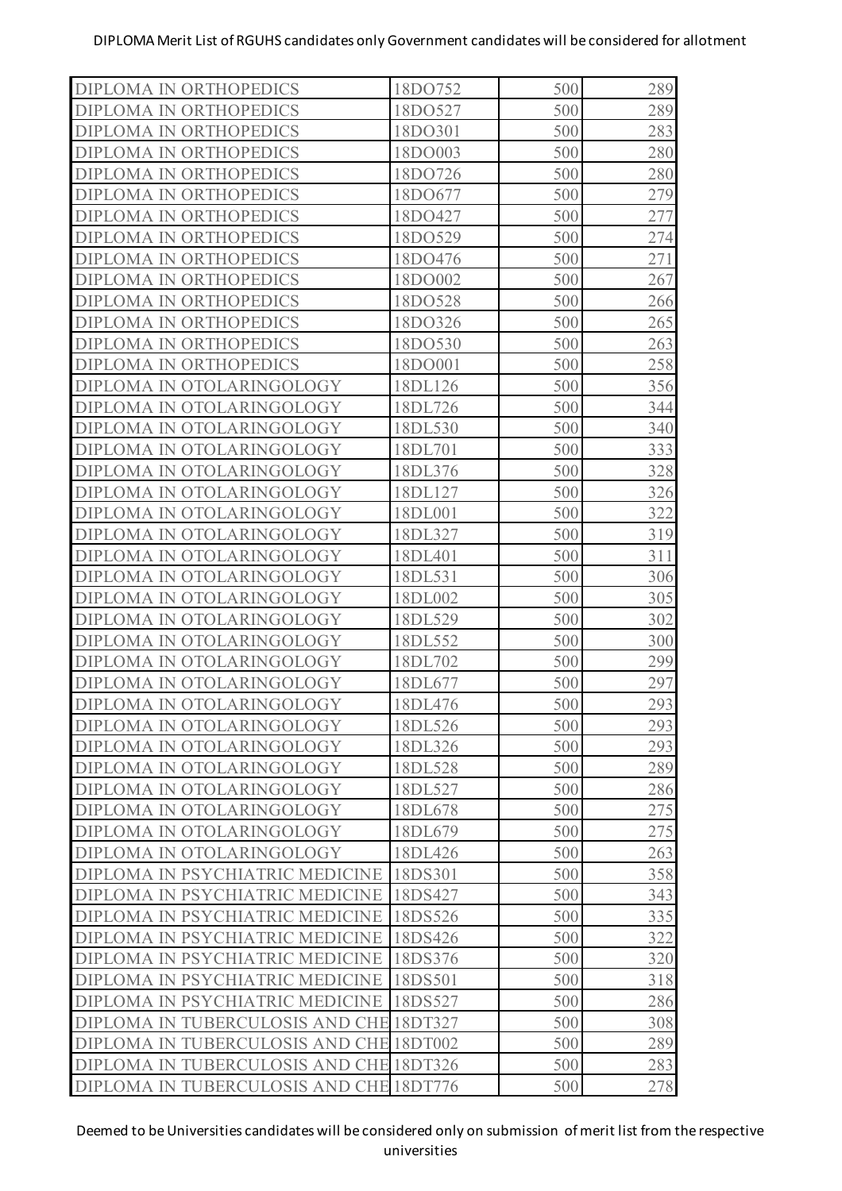DIPLOMA Merit List of RGUHS candidates only Government candidates will be considered for allotment

| | | | |
|---|---|---|---|
| DIPLOMA IN ORTHOPEDICS | 18DO752 | 500 | 289 |
| DIPLOMA IN ORTHOPEDICS | 18DO527 | 500 | 289 |
| DIPLOMA IN ORTHOPEDICS | 18DO301 | 500 | 283 |
| DIPLOMA IN ORTHOPEDICS | 18DO003 | 500 | 280 |
| DIPLOMA IN ORTHOPEDICS | 18DO726 | 500 | 280 |
| DIPLOMA IN ORTHOPEDICS | 18DO677 | 500 | 279 |
| DIPLOMA IN ORTHOPEDICS | 18DO427 | 500 | 277 |
| DIPLOMA IN ORTHOPEDICS | 18DO529 | 500 | 274 |
| DIPLOMA IN ORTHOPEDICS | 18DO476 | 500 | 271 |
| DIPLOMA IN ORTHOPEDICS | 18DO002 | 500 | 267 |
| DIPLOMA IN ORTHOPEDICS | 18DO528 | 500 | 266 |
| DIPLOMA IN ORTHOPEDICS | 18DO326 | 500 | 265 |
| DIPLOMA IN ORTHOPEDICS | 18DO530 | 500 | 263 |
| DIPLOMA IN ORTHOPEDICS | 18DO001 | 500 | 258 |
| DIPLOMA IN OTOLARINGOLOGY | 18DL126 | 500 | 356 |
| DIPLOMA IN OTOLARINGOLOGY | 18DL726 | 500 | 344 |
| DIPLOMA IN OTOLARINGOLOGY | 18DL530 | 500 | 340 |
| DIPLOMA IN OTOLARINGOLOGY | 18DL701 | 500 | 333 |
| DIPLOMA IN OTOLARINGOLOGY | 18DL376 | 500 | 328 |
| DIPLOMA IN OTOLARINGOLOGY | 18DL127 | 500 | 326 |
| DIPLOMA IN OTOLARINGOLOGY | 18DL001 | 500 | 322 |
| DIPLOMA IN OTOLARINGOLOGY | 18DL327 | 500 | 319 |
| DIPLOMA IN OTOLARINGOLOGY | 18DL401 | 500 | 311 |
| DIPLOMA IN OTOLARINGOLOGY | 18DL531 | 500 | 306 |
| DIPLOMA IN OTOLARINGOLOGY | 18DL002 | 500 | 305 |
| DIPLOMA IN OTOLARINGOLOGY | 18DL529 | 500 | 302 |
| DIPLOMA IN OTOLARINGOLOGY | 18DL552 | 500 | 300 |
| DIPLOMA IN OTOLARINGOLOGY | 18DL702 | 500 | 299 |
| DIPLOMA IN OTOLARINGOLOGY | 18DL677 | 500 | 297 |
| DIPLOMA IN OTOLARINGOLOGY | 18DL476 | 500 | 293 |
| DIPLOMA IN OTOLARINGOLOGY | 18DL526 | 500 | 293 |
| DIPLOMA IN OTOLARINGOLOGY | 18DL326 | 500 | 293 |
| DIPLOMA IN OTOLARINGOLOGY | 18DL528 | 500 | 289 |
| DIPLOMA IN OTOLARINGOLOGY | 18DL527 | 500 | 286 |
| DIPLOMA IN OTOLARINGOLOGY | 18DL678 | 500 | 275 |
| DIPLOMA IN OTOLARINGOLOGY | 18DL679 | 500 | 275 |
| DIPLOMA IN OTOLARINGOLOGY | 18DL426 | 500 | 263 |
| DIPLOMA IN PSYCHIATRIC MEDICINE | 18DS301 | 500 | 358 |
| DIPLOMA IN PSYCHIATRIC MEDICINE | 18DS427 | 500 | 343 |
| DIPLOMA IN PSYCHIATRIC MEDICINE | 18DS526 | 500 | 335 |
| DIPLOMA IN PSYCHIATRIC MEDICINE | 18DS426 | 500 | 322 |
| DIPLOMA IN PSYCHIATRIC MEDICINE | 18DS376 | 500 | 320 |
| DIPLOMA IN PSYCHIATRIC MEDICINE | 18DS501 | 500 | 318 |
| DIPLOMA IN PSYCHIATRIC MEDICINE | 18DS527 | 500 | 286 |
| DIPLOMA IN TUBERCULOSIS AND CHE | 18DT327 | 500 | 308 |
| DIPLOMA IN TUBERCULOSIS AND CHE | 18DT002 | 500 | 289 |
| DIPLOMA IN TUBERCULOSIS AND CHE | 18DT326 | 500 | 283 |
| DIPLOMA IN TUBERCULOSIS AND CHE | 18DT776 | 500 | 278 |

Deemed to be Universities candidates will be considered only on submission of merit list from the respective universities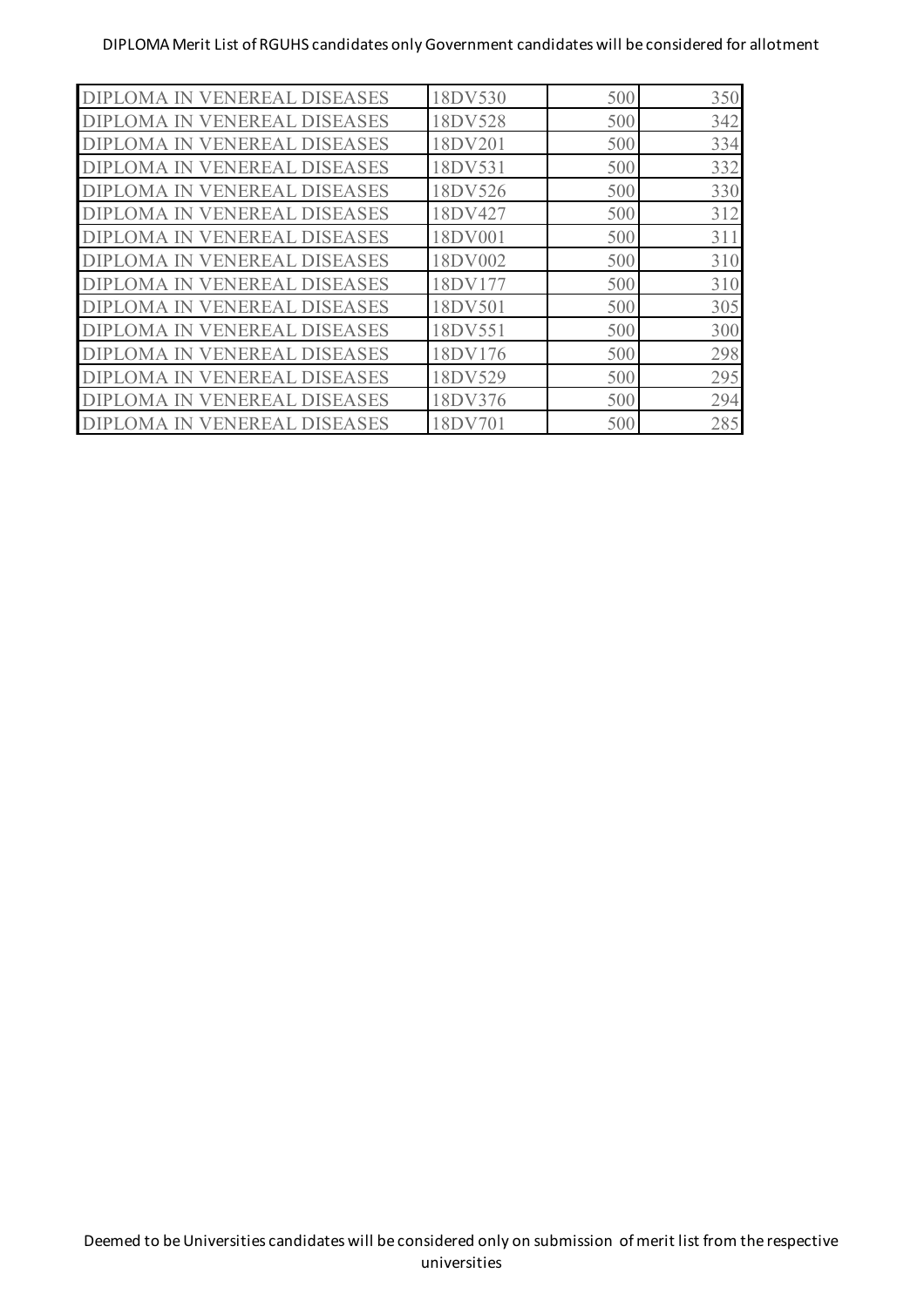DIPLOMA Merit List of RGUHS candidates only Government candidates will be considered for allotment

| | | | |
|---|---|---|---|
| DIPLOMA IN VENEREAL DISEASES | 18DV530 | 500 | 350 |
| DIPLOMA IN VENEREAL DISEASES | 18DV528 | 500 | 342 |
| DIPLOMA IN VENEREAL DISEASES | 18DV201 | 500 | 334 |
| DIPLOMA IN VENEREAL DISEASES | 18DV531 | 500 | 332 |
| DIPLOMA IN VENEREAL DISEASES | 18DV526 | 500 | 330 |
| DIPLOMA IN VENEREAL DISEASES | 18DV427 | 500 | 312 |
| DIPLOMA IN VENEREAL DISEASES | 18DV001 | 500 | 311 |
| DIPLOMA IN VENEREAL DISEASES | 18DV002 | 500 | 310 |
| DIPLOMA IN VENEREAL DISEASES | 18DV177 | 500 | 310 |
| DIPLOMA IN VENEREAL DISEASES | 18DV501 | 500 | 305 |
| DIPLOMA IN VENEREAL DISEASES | 18DV551 | 500 | 300 |
| DIPLOMA IN VENEREAL DISEASES | 18DV176 | 500 | 298 |
| DIPLOMA IN VENEREAL DISEASES | 18DV529 | 500 | 295 |
| DIPLOMA IN VENEREAL DISEASES | 18DV376 | 500 | 294 |
| DIPLOMA IN VENEREAL DISEASES | 18DV701 | 500 | 285 |

Deemed to be Universities candidates will be considered only on submission of merit list from the respective universities